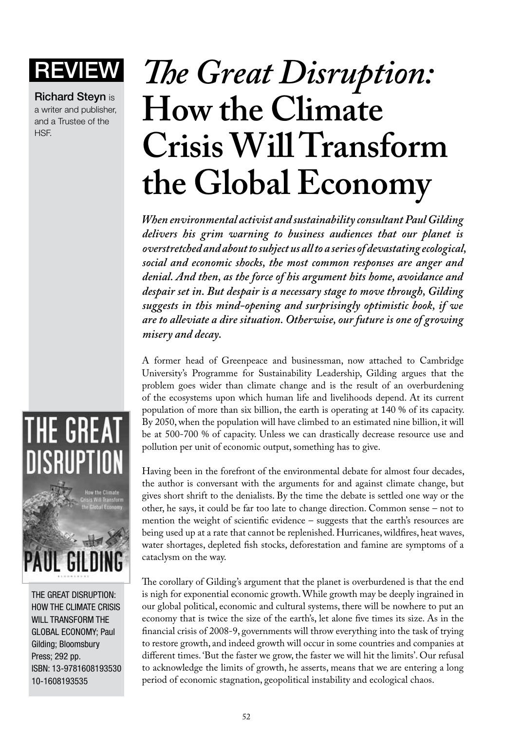REVIEW

**Richard Steyn** is a writer and publisher, and a Trustee of the HSF.

# *The Great Disruption:* How the Climate Crisis Will Transform the Global Economy

***When environmental activist and sustainability consultant Paul Gilding delivers his grim warning to business audiences that our planet is overstretched and about to subject us all to a series of devastating ecological, social and economic shocks, the most common responses are anger and denial. And then, as the force of his argument hits home, avoidance and despair set in. But despair is a necessary stage to move through, Gilding suggests in this mind-opening and surprisingly optimistic book, if we are to alleviate a dire situation. Otherwise, our future is one of growing misery and decay.***

A former head of Greenpeace and businessman, now attached to Cambridge University's Programme for Sustainability Leadership, Gilding argues that the problem goes wider than climate change and is the result of an overburdening of the ecosystems upon which human life and livelihoods depend. At its current population of more than six billion, the earth is operating at 140 % of its capacity. By 2050, when the population will have climbed to an estimated nine billion, it will be at 500-700 % of capacity. Unless we can drastically decrease resource use and pollution per unit of economic output, something has to give.

Having been in the forefront of the environmental debate for almost four decades, the author is conversant with the arguments for and against climate change, but gives short shrift to the denialists. By the time the debate is settled one way or the other, he says, it could be far too late to change direction. Common sense – not to mention the weight of scientific evidence – suggests that the earth's resources are being used up at a rate that cannot be replenished. Hurricanes, wildfires, heat waves, water shortages, depleted fish stocks, deforestation and famine are symptoms of a cataclysm on the way.

The corollary of Gilding's argument that the planet is overburdened is that the end is nigh for exponential economic growth. While growth may be deeply ingrained in our global political, economic and cultural systems, there will be nowhere to put an economy that is twice the size of the earth's, let alone five times its size. As in the financial crisis of 2008-9, governments will throw everything into the task of trying to restore growth, and indeed growth will occur in some countries and companies at different times. 'But the faster we grow, the faster we will hit the limits'. Our refusal to acknowledge the limits of growth, he asserts, means that we are entering a long period of economic stagnation, geopolitical instability and ecological chaos.

THE GREAT DISRUPTION: HOW THE CLIMATE CRISIS WILL TRANSFORM THE GLOBAL ECONOMY; Paul Gilding; Bloomsbury Press; 292 pp. ISBN: 13-9781608193530 10-1608193535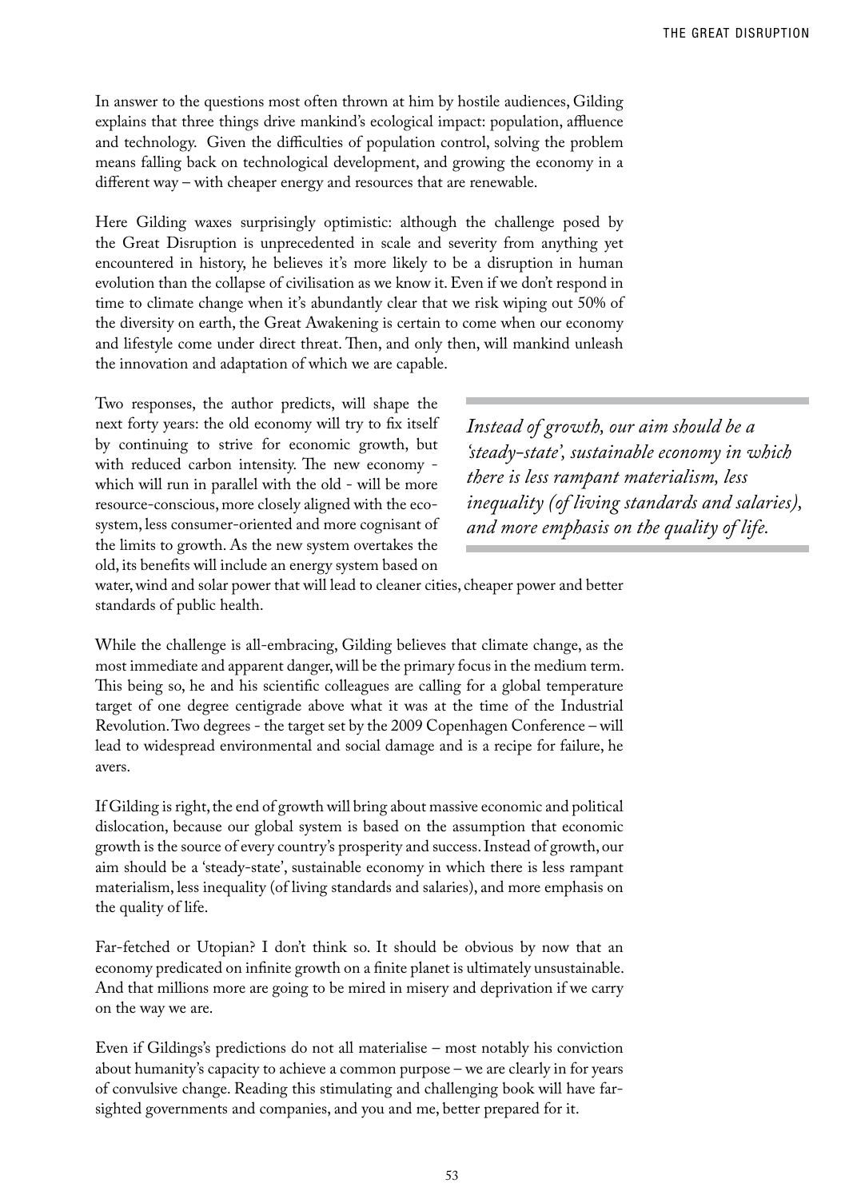In answer to the questions most often thrown at him by hostile audiences, Gilding explains that three things drive mankind's ecological impact: population, affluence and technology. Given the difficulties of population control, solving the problem means falling back on technological development, and growing the economy in a different way – with cheaper energy and resources that are renewable.

Here Gilding waxes surprisingly optimistic: although the challenge posed by the Great Disruption is unprecedented in scale and severity from anything yet encountered in history, he believes it's more likely to be a disruption in human evolution than the collapse of civilisation as we know it. Even if we don't respond in time to climate change when it's abundantly clear that we risk wiping out 50% of the diversity on earth, the Great Awakening is certain to come when our economy and lifestyle come under direct threat. Then, and only then, will mankind unleash the innovation and adaptation of which we are capable.

Two responses, the author predicts, will shape the next forty years: the old economy will try to fix itself by continuing to strive for economic growth, but with reduced carbon intensity. The new economy - which will run in parallel with the old - will be more resource-conscious, more closely aligned with the eco-system, less consumer-oriented and more cognisant of the limits to growth. As the new system overtakes the old, its benefits will include an energy system based on water, wind and solar power that will lead to cleaner cities, cheaper power and better standards of public health.

*Instead of growth, our aim should be a 'steady-state', sustainable economy in which there is less rampant materialism, less inequality (of living standards and salaries), and more emphasis on the quality of life.*

While the challenge is all-embracing, Gilding believes that climate change, as the most immediate and apparent danger, will be the primary focus in the medium term. This being so, he and his scientific colleagues are calling for a global temperature target of one degree centigrade above what it was at the time of the Industrial Revolution. Two degrees - the target set by the 2009 Copenhagen Conference – will lead to widespread environmental and social damage and is a recipe for failure, he avers.

If Gilding is right, the end of growth will bring about massive economic and political dislocation, because our global system is based on the assumption that economic growth is the source of every country's prosperity and success. Instead of growth, our aim should be a 'steady-state', sustainable economy in which there is less rampant materialism, less inequality (of living standards and salaries), and more emphasis on the quality of life.

Far-fetched or Utopian? I don't think so. It should be obvious by now that an economy predicated on infinite growth on a finite planet is ultimately unsustainable. And that millions more are going to be mired in misery and deprivation if we carry on the way we are.

Even if Gildings's predictions do not all materialise – most notably his conviction about humanity's capacity to achieve a common purpose – we are clearly in for years of convulsive change. Reading this stimulating and challenging book will have far-sighted governments and companies, and you and me, better prepared for it.